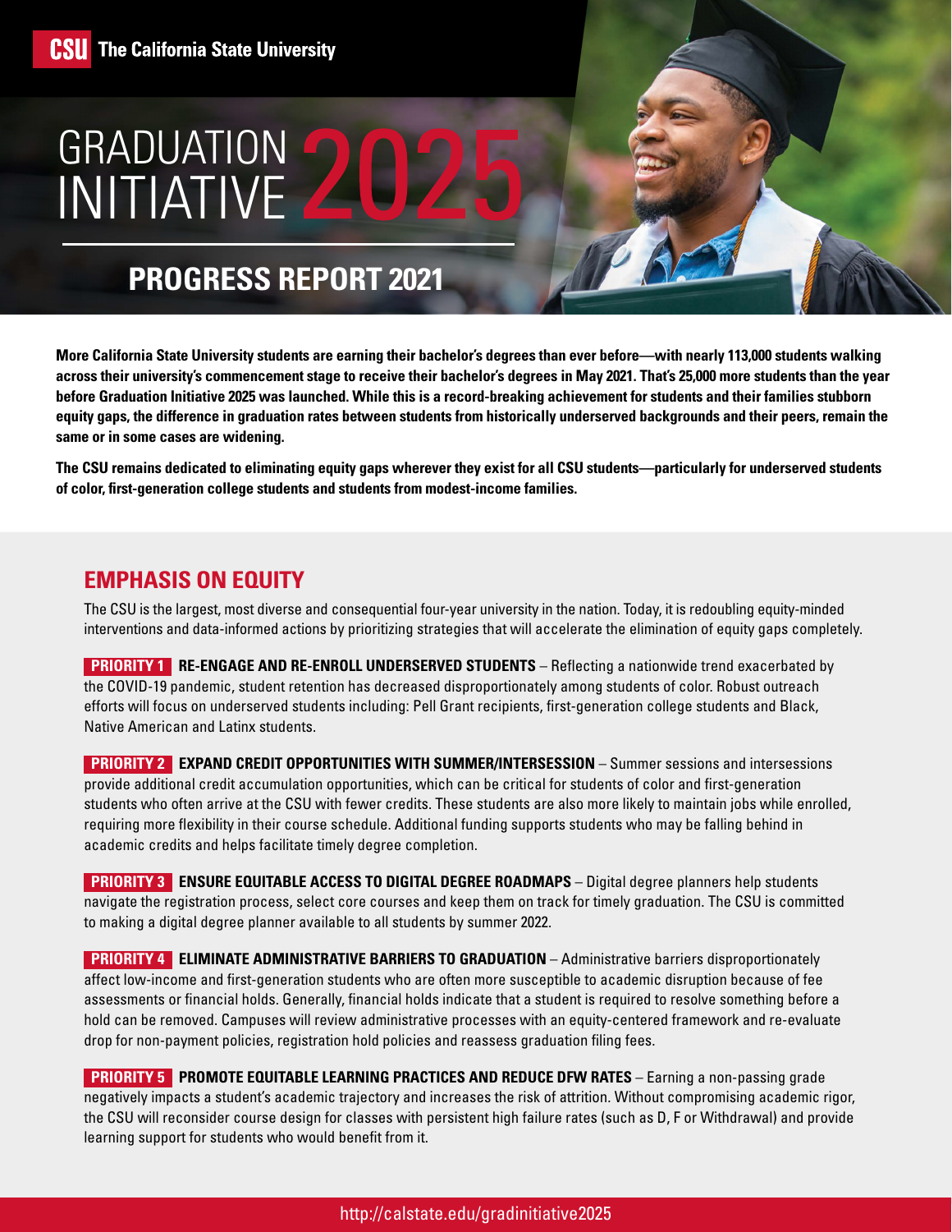**CSU** The California State University

# GRADUATION INITIATIVE 2025

## PROGRESS REPORT 2021

**More California State University students are earning their bachelor's degrees than ever before—with nearly 113,000 students walking across their university's commencement stage to receive their bachelor's degrees in May 2021. That's 25,000 more students than the year before Graduation Initiative 2025 was launched. While this is a record-breaking achievement for students and their families stubborn equity gaps, the difference in graduation rates between students from historically underserved backgrounds and their peers, remain the same or in some cases are widening.**

**The CSU remains dedicated to eliminating equity gaps wherever they exist for all CSU students—particularly for underserved students of color, first-generation college students and students from modest-income families.**

## EMPHASIS ON EQUITY

The CSU is the largest, most diverse and consequential four-year university in the nation. Today, it is redoubling equity-minded interventions and data-informed actions by prioritizing strategies that will accelerate the elimination of equity gaps completely.

**PRIORITY 1** **RE-ENGAGE AND RE-ENROLL UNDERSERVED STUDENTS** – Reflecting a nationwide trend exacerbated by the COVID-19 pandemic, student retention has decreased disproportionately among students of color. Robust outreach efforts will focus on underserved students including: Pell Grant recipients, first-generation college students and Black, Native American and Latinx students.

**PRIORITY 2** **EXPAND CREDIT OPPORTUNITIES WITH SUMMER/INTERSESSION** – Summer sessions and intersessions provide additional credit accumulation opportunities, which can be critical for students of color and first-generation students who often arrive at the CSU with fewer credits. These students are also more likely to maintain jobs while enrolled, requiring more flexibility in their course schedule. Additional funding supports students who may be falling behind in academic credits and helps facilitate timely degree completion.

**PRIORITY 3** **ENSURE EQUITABLE ACCESS TO DIGITAL DEGREE ROADMAPS** – Digital degree planners help students navigate the registration process, select core courses and keep them on track for timely graduation. The CSU is committed to making a digital degree planner available to all students by summer 2022.

**PRIORITY 4** **ELIMINATE ADMINISTRATIVE BARRIERS TO GRADUATION** – Administrative barriers disproportionately affect low-income and first-generation students who are often more susceptible to academic disruption because of fee assessments or financial holds. Generally, financial holds indicate that a student is required to resolve something before a hold can be removed. Campuses will review administrative processes with an equity-centered framework and re-evaluate drop for non-payment policies, registration hold policies and reassess graduation filing fees.

**PRIORITY 5** **PROMOTE EQUITABLE LEARNING PRACTICES AND REDUCE DFW RATES** – Earning a non-passing grade negatively impacts a student's academic trajectory and increases the risk of attrition. Without compromising academic rigor, the CSU will reconsider course design for classes with persistent high failure rates (such as D, F or Withdrawal) and provide learning support for students who would benefit from it.

http://calstate.edu/gradinitiative2025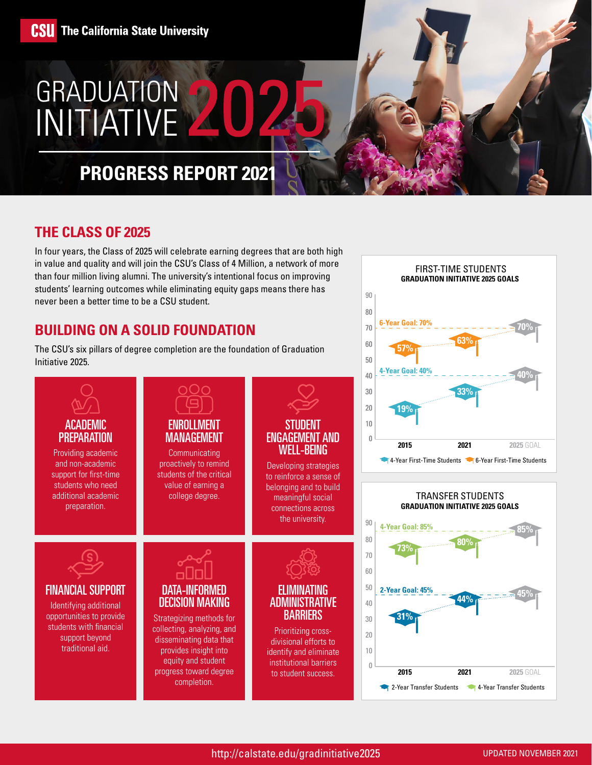CSU The California State University

# GRADUATION INITIATIVE 2025

## PROGRESS REPORT 2021

## THE CLASS OF 2025

In four years, the Class of 2025 will celebrate earning degrees that are both high in value and quality and will join the CSU's Class of 4 Million, a network of more than four million living alumni. The university's intentional focus on improving students' learning outcomes while eliminating equity gaps means there has never been a better time to be a CSU student.

## BUILDING ON A SOLID FOUNDATION

The CSU's six pillars of degree completion are the foundation of Graduation Initiative 2025.

### ACADEMIC PREPARATION

Providing academic and non-academic support for first-time students who need additional academic preparation.

### ENROLLMENT MANAGEMENT

Communicating proactively to remind students of the critical value of earning a college degree.

### STUDENT ENGAGEMENT AND WELL-BEING

Developing strategies to reinforce a sense of belonging and to build meaningful social connections across the university.

### FINANCIAL SUPPORT

Identifying additional opportunities to provide students with financial support beyond traditional aid.

### DATA-INFORMED DECISION MAKING

Strategizing methods for collecting, analyzing, and disseminating data that provides insight into equity and student progress toward degree completion.

### ELIMINATING ADMINISTRATIVE BARRIERS

Prioritizing cross-divisional efforts to identify and eliminate institutional barriers to student success.

FIRST-TIME STUDENTS
**GRADUATION INITIATIVE 2025 GOALS**

90
80
70
60
50
40
30
20
10
0

6-Year Goal: 70%
57%
63%
70%
4-Year Goal: 40%
19%
33%
40%

2015
2021
2025 GOAL

4-Year First-Time Students
6-Year First-Time Students

TRANSFER STUDENTS
**GRADUATION INITIATIVE 2025 GOALS**

90
80
70
60
50
40
30
20
10
0

4-Year Goal: 85%
73%
80%
85%
2-Year Goal: 45%
31%
44%
45%

2015
2021
2025 GOAL

2-Year Transfer Students
4-Year Transfer Students

http://calstate.edu/gradinitiative2025

UPDATED NOVEMBER 2021